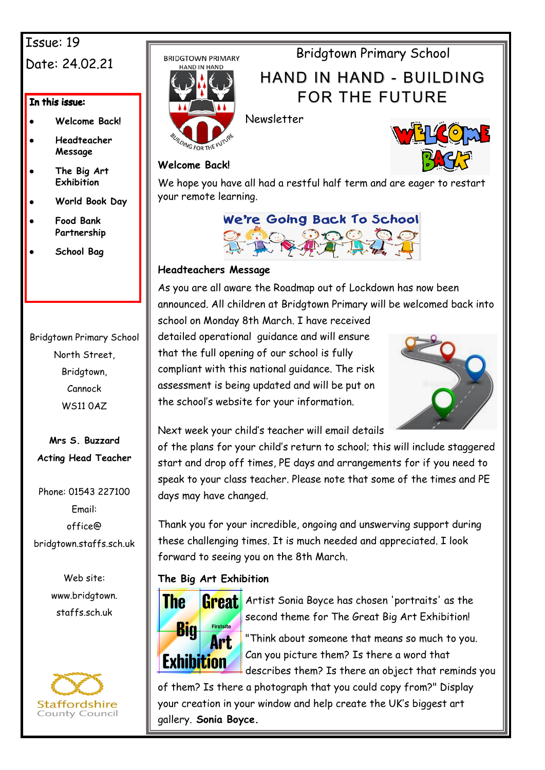Issue: 19

Date: 24.02.21

**In this issue:**

- Welcome Back!
- Headteacher Message
- The Big Art Exhibition
- World Book Day
- Food Bank Partnership
- School Bag

Bridgtown Primary School
North Street,
Bridgtown,
Cannock
WS11 0AZ

**Mrs S. Buzzard**
**Acting Head Teacher**

Phone: 01543 227100
Email:
office@bridgtown.staffs.sch.uk

Web site:
www.bridgtown.staffs.sch.uk

Staffordshire County Council

BRIDGTOWN PRIMARY
HAND IN HAND
BUILDING FOR THE FUTURE

# Bridgtown Primary School

## HAND IN HAND - BUILDING FOR THE FUTURE

Newsletter

WELCOME BACK

### Welcome Back!

We hope you have all had a restful half term and are eager to restart your remote learning.

We're Going Back To School

### Headteachers Message

As you are all aware the Roadmap out of Lockdown has now been announced. All children at Bridgtown Primary will be welcomed back into school on Monday 8th March. I have received detailed operational guidance and will ensure that the full opening of our school is fully compliant with this national guidance. The risk assessment is being updated and will be put on the school's website for your information.

Next week your child's teacher will email details of the plans for your child's return to school; this will include staggered start and drop off times, PE days and arrangements for if you need to speak to your class teacher. Please note that some of the times and PE days may have changed.

Thank you for your incredible, ongoing and unswerving support during these challenging times. It is much needed and appreciated. I look forward to seeing you on the 8th March.

### The Big Art Exhibition

The Great Big Art Exhibition (Firstsite)

Artist Sonia Boyce has chosen 'portraits' as the second theme for The Great Big Art Exhibition!

"Think about someone that means so much to you. Can you picture them? Is there a word that describes them? Is there an object that reminds you of them? Is there a photograph that you could copy from?" Display your creation in your window and help create the UK's biggest art gallery. **Sonia Boyce.**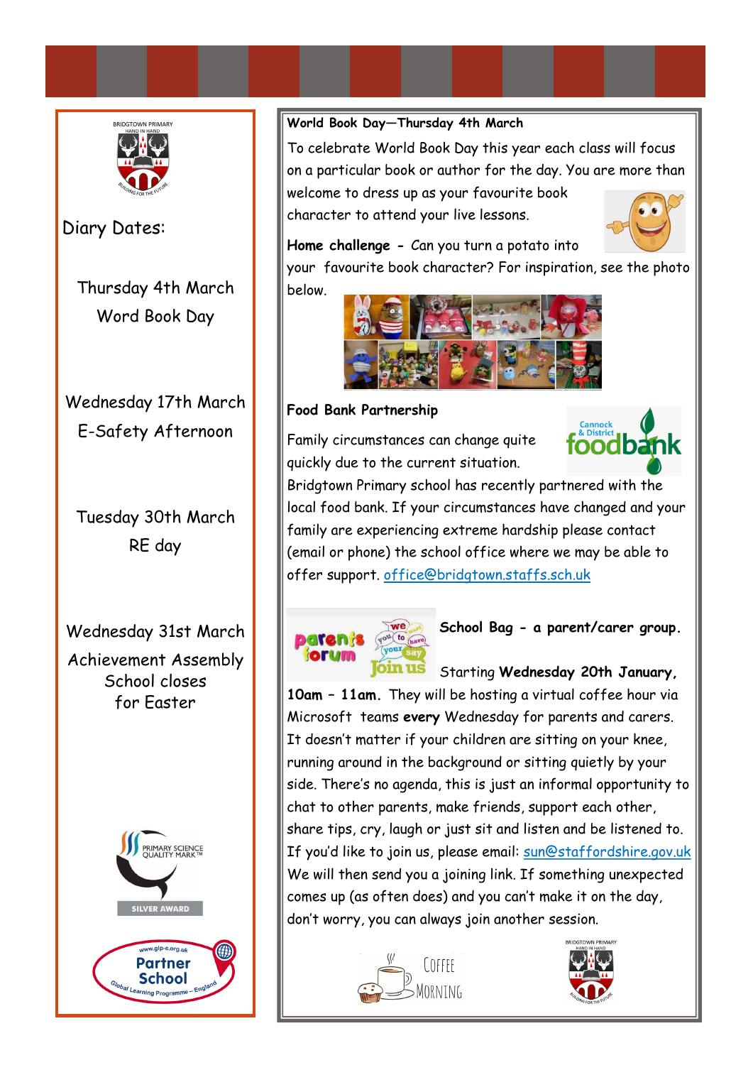BRIDGTOWN PRIMARY
HAND IN HAND
BUILDING FOR THE FUTURE

## Diary Dates:

Thursday 4th March
Word Book Day

Wednesday 17th March
E-Safety Afternoon

Tuesday 30th March
RE day

Wednesday 31st March
Achievement Assembly
School closes
for Easter

PRIMARY SCIENCE QUALITY MARK™
SILVER AWARD

www.glp-e.org.uk
Partner School
Global Learning Programme – England

**World Book Day—Thursday 4th March**

To celebrate World Book Day this year each class will focus on a particular book or author for the day. You are more than welcome to dress up as your favourite book character to attend your live lessons.

**Home challenge -** Can you turn a potato into your favourite book character? For inspiration, see the photo below.

**Food Bank Partnership**

Cannock & District foodbank

Family circumstances can change quite quickly due to the current situation. Bridgtown Primary school has recently partnered with the local food bank. If your circumstances have changed and your family are experiencing extreme hardship please contact (email or phone) the school office where we may be able to offer support. office@bridgtown.staffs.sch.uk

parents forum — we want you to have your say — Join us

**School Bag - a parent/carer group.**

Starting **Wednesday 20th January, 10am – 11am.** They will be hosting a virtual coffee hour via Microsoft teams **every** Wednesday for parents and carers. It doesn't matter if your children are sitting on your knee, running around in the background or sitting quietly by your side. There's no agenda, this is just an informal opportunity to chat to other parents, make friends, support each other, share tips, cry, laugh or just sit and listen and be listened to. If you'd like to join us, please email: sun@staffordshire.gov.uk We will then send you a joining link. If something unexpected comes up (as often does) and you can't make it on the day, don't worry, you can always join another session.

COFFEE MORNING

BRIDGTOWN PRIMARY
HAND IN HAND
BUILDING FOR THE FUTURE